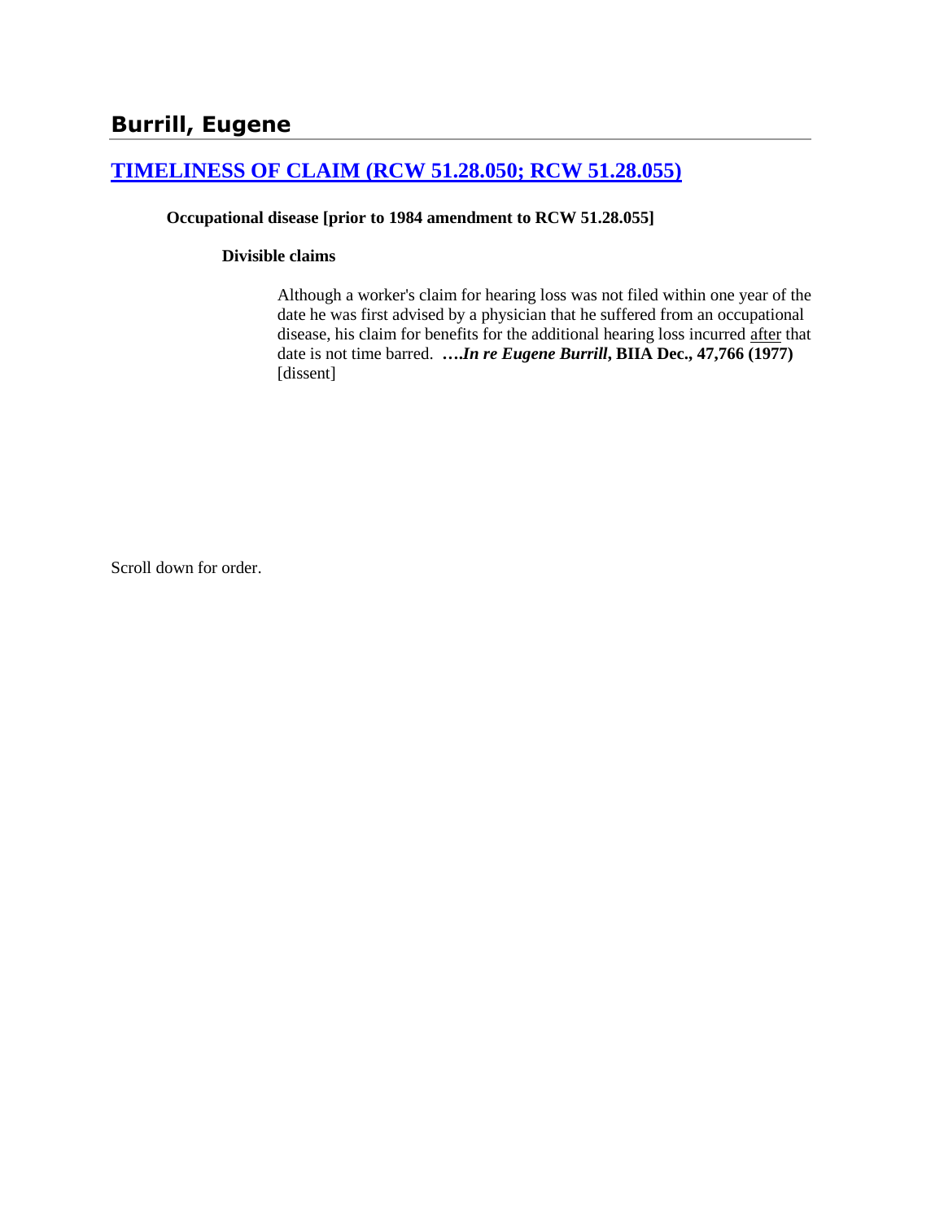## Burrill, Eugene

### [TIMELINESS OF CLAIM (RCW 51.28.050; RCW 51.28.055)]

**Occupational disease [prior to 1984 amendment to RCW 51.28.055]**

**Divisible claims**

Although a worker's claim for hearing loss was not filed within one year of the date he was first advised by a physician that he suffered from an occupational disease, his claim for benefits for the additional hearing loss incurred after that date is not time barred. ***….In re Eugene Burrill*, BIIA Dec., 47,766 (1977)** [dissent]

Scroll down for order.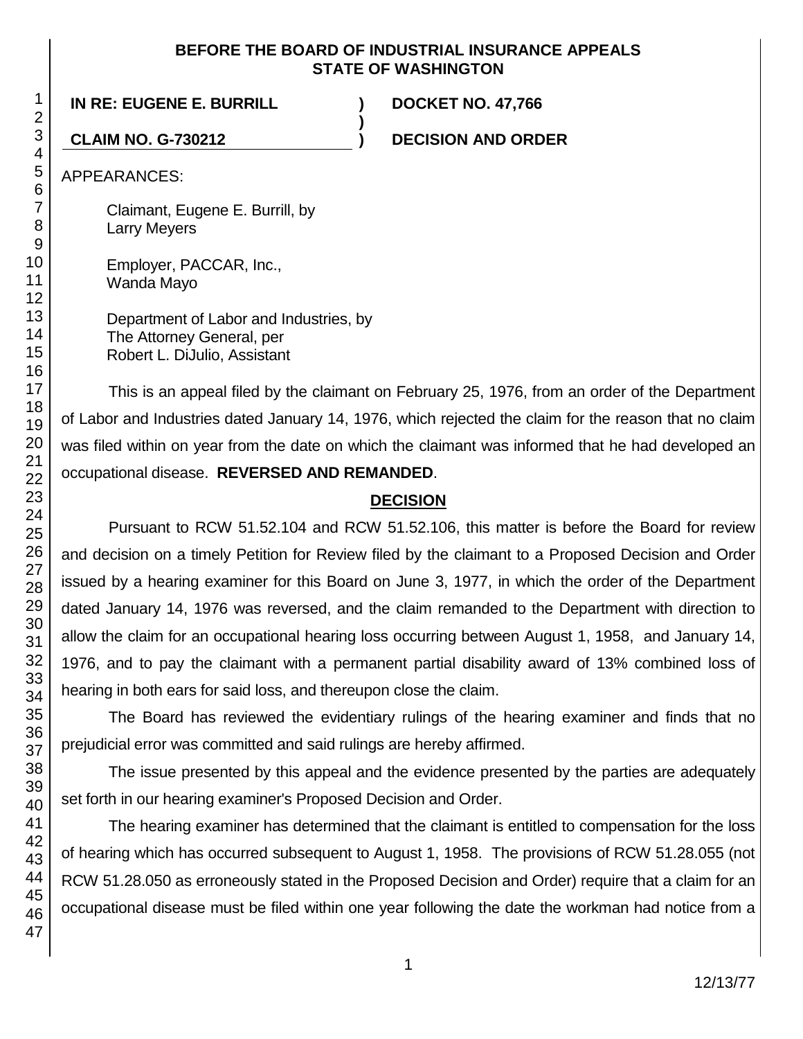**BEFORE THE BOARD OF INDUSTRIAL INSURANCE APPEALS STATE OF WASHINGTON**

**IN RE: EUGENE E. BURRILL ) DOCKET NO. 47,766**

**CLAIM NO. G-730212 ) DECISION AND ORDER**

APPEARANCES:

Claimant, Eugene E. Burrill, by
Larry Meyers

Employer, PACCAR, Inc.,
Wanda Mayo

Department of Labor and Industries, by
The Attorney General, per
Robert L. DiJulio, Assistant

This is an appeal filed by the claimant on February 25, 1976, from an order of the Department of Labor and Industries dated January 14, 1976, which rejected the claim for the reason that no claim was filed within on year from the date on which the claimant was informed that he had developed an occupational disease. **REVERSED AND REMANDED**.

## DECISION

Pursuant to RCW 51.52.104 and RCW 51.52.106, this matter is before the Board for review and decision on a timely Petition for Review filed by the claimant to a Proposed Decision and Order issued by a hearing examiner for this Board on June 3, 1977, in which the order of the Department dated January 14, 1976 was reversed, and the claim remanded to the Department with direction to allow the claim for an occupational hearing loss occurring between August 1, 1958, and January 14, 1976, and to pay the claimant with a permanent partial disability award of 13% combined loss of hearing in both ears for said loss, and thereupon close the claim.

The Board has reviewed the evidentiary rulings of the hearing examiner and finds that no prejudicial error was committed and said rulings are hereby affirmed.

The issue presented by this appeal and the evidence presented by the parties are adequately set forth in our hearing examiner's Proposed Decision and Order.

The hearing examiner has determined that the claimant is entitled to compensation for the loss of hearing which has occurred subsequent to August 1, 1958. The provisions of RCW 51.28.055 (not RCW 51.28.050 as erroneously stated in the Proposed Decision and Order) require that a claim for an occupational disease must be filed within one year following the date the workman had notice from a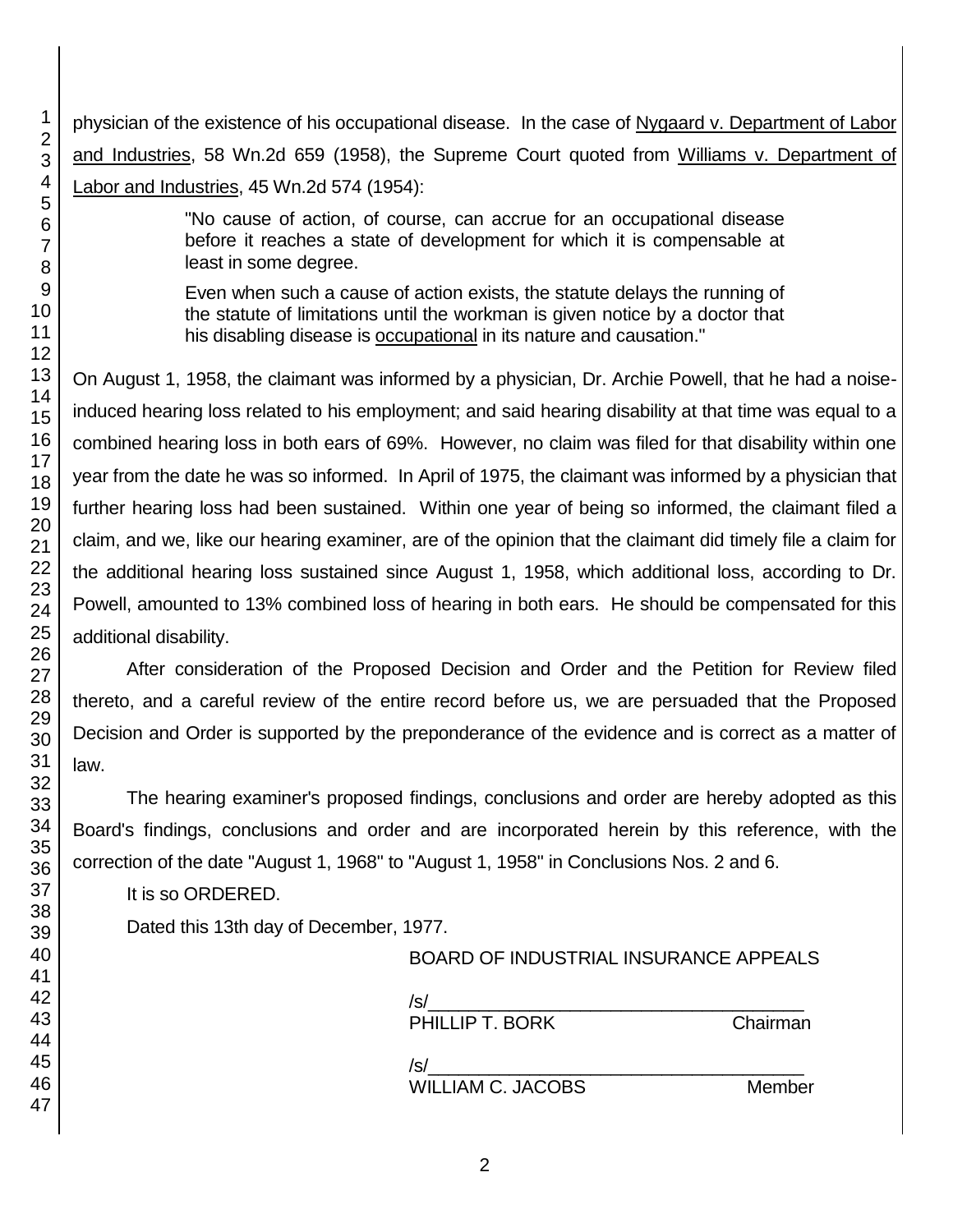physician of the existence of his occupational disease. In the case of Nygaard v. Department of Labor and Industries, 58 Wn.2d 659 (1958), the Supreme Court quoted from Williams v. Department of Labor and Industries, 45 Wn.2d 574 (1954):

> "No cause of action, of course, can accrue for an occupational disease before it reaches a state of development for which it is compensable at least in some degree.
>
> Even when such a cause of action exists, the statute delays the running of the statute of limitations until the workman is given notice by a doctor that his disabling disease is occupational in its nature and causation."

On August 1, 1958, the claimant was informed by a physician, Dr. Archie Powell, that he had a noise-induced hearing loss related to his employment; and said hearing disability at that time was equal to a combined hearing loss in both ears of 69%. However, no claim was filed for that disability within one year from the date he was so informed. In April of 1975, the claimant was informed by a physician that further hearing loss had been sustained. Within one year of being so informed, the claimant filed a claim, and we, like our hearing examiner, are of the opinion that the claimant did timely file a claim for the additional hearing loss sustained since August 1, 1958, which additional loss, according to Dr. Powell, amounted to 13% combined loss of hearing in both ears. He should be compensated for this additional disability.

After consideration of the Proposed Decision and Order and the Petition for Review filed thereto, and a careful review of the entire record before us, we are persuaded that the Proposed Decision and Order is supported by the preponderance of the evidence and is correct as a matter of law.

The hearing examiner's proposed findings, conclusions and order are hereby adopted as this Board's findings, conclusions and order and are incorporated herein by this reference, with the correction of the date "August 1, 1968" to "August 1, 1958" in Conclusions Nos. 2 and 6.

It is so ORDERED.

Dated this 13th day of December, 1977.

BOARD OF INDUSTRIAL INSURANCE APPEALS

/s/______________________________________
PHILLIP T. BORK Chairman

/s/______________________________________
WILLIAM C. JACOBS Member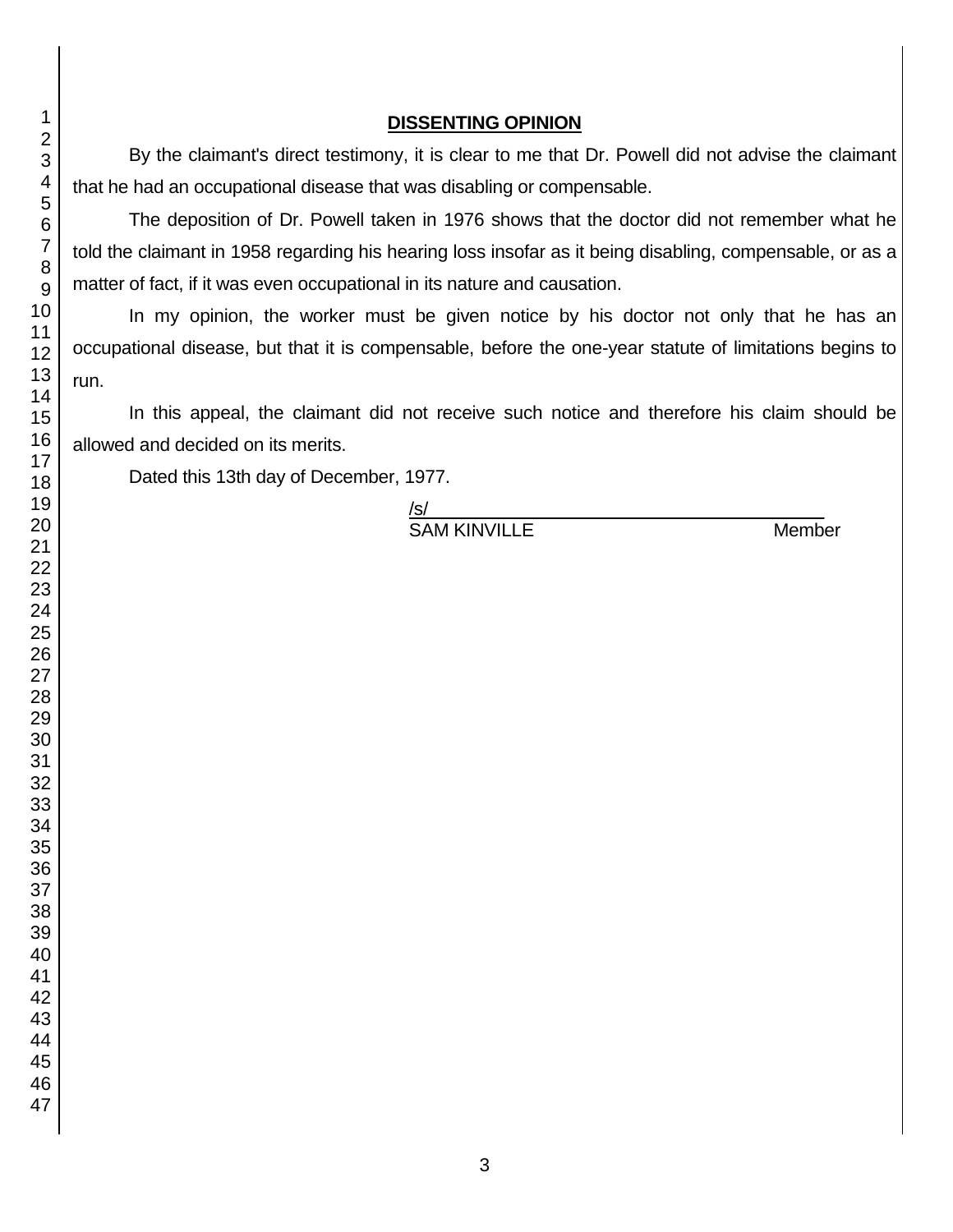**DISSENTING OPINION**

By the claimant's direct testimony, it is clear to me that Dr. Powell did not advise the claimant that he had an occupational disease that was disabling or compensable.

The deposition of Dr. Powell taken in 1976 shows that the doctor did not remember what he told the claimant in 1958 regarding his hearing loss insofar as it being disabling, compensable, or as a matter of fact, if it was even occupational in its nature and causation.

In my opinion, the worker must be given notice by his doctor not only that he has an occupational disease, but that it is compensable, before the one-year statute of limitations begins to run.

In this appeal, the claimant did not receive such notice and therefore his claim should be allowed and decided on its merits.

Dated this 13th day of December, 1977.

/s/
SAM KINVILLE Member